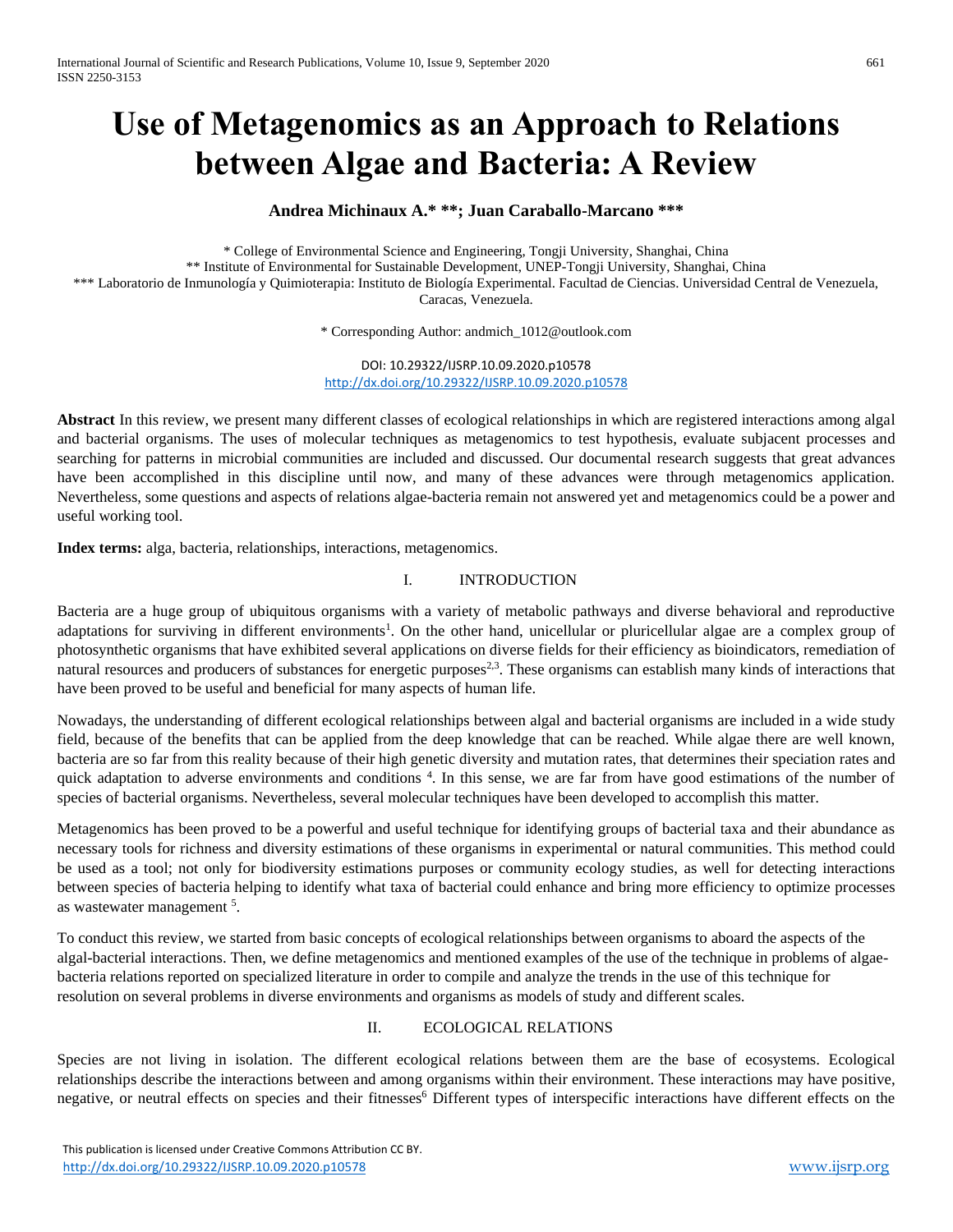# Use of Metagenomics as an Approach to Relations between Algae and Bacteria: A Review

**Andrea Michinaux A.* **; Juan Caraballo-Marcano *****

* College of Environmental Science and Engineering, Tongji University, Shanghai, China
** Institute of Environmental for Sustainable Development, UNEP-Tongji University, Shanghai, China
*** Laboratorio de Inmunología y Quimioterapia: Instituto de Biología Experimental. Facultad de Ciencias. Universidad Central de Venezuela, Caracas, Venezuela.

* Corresponding Author: andmich_1012@outlook.com

DOI: 10.29322/IJSRP.10.09.2020.p10578
http://dx.doi.org/10.29322/IJSRP.10.09.2020.p10578

**Abstract** In this review, we present many different classes of ecological relationships in which are registered interactions among algal and bacterial organisms. The uses of molecular techniques as metagenomics to test hypothesis, evaluate subjacent processes and searching for patterns in microbial communities are included and discussed. Our documental research suggests that great advances have been accomplished in this discipline until now, and many of these advances were through metagenomics application. Nevertheless, some questions and aspects of relations algae-bacteria remain not answered yet and metagenomics could be a power and useful working tool.

**Index terms:** alga, bacteria, relationships, interactions, metagenomics.

## I. INTRODUCTION

Bacteria are a huge group of ubiquitous organisms with a variety of metabolic pathways and diverse behavioral and reproductive adaptations for surviving in different environments[1]. On the other hand, unicellular or pluricellular algae are a complex group of photosynthetic organisms that have exhibited several applications on diverse fields for their efficiency as bioindicators, remediation of natural resources and producers of substances for energetic purposes[2,3]. These organisms can establish many kinds of interactions that have been proved to be useful and beneficial for many aspects of human life.

Nowadays, the understanding of different ecological relationships between algal and bacterial organisms are included in a wide study field, because of the benefits that can be applied from the deep knowledge that can be reached. While algae there are well known, bacteria are so far from this reality because of their high genetic diversity and mutation rates, that determines their speciation rates and quick adaptation to adverse environments and conditions [4]. In this sense, we are far from have good estimations of the number of species of bacterial organisms. Nevertheless, several molecular techniques have been developed to accomplish this matter.

Metagenomics has been proved to be a powerful and useful technique for identifying groups of bacterial taxa and their abundance as necessary tools for richness and diversity estimations of these organisms in experimental or natural communities. This method could be used as a tool; not only for biodiversity estimations purposes or community ecology studies, as well for detecting interactions between species of bacteria helping to identify what taxa of bacterial could enhance and bring more efficiency to optimize processes as wastewater management [5].

To conduct this review, we started from basic concepts of ecological relationships between organisms to aboard the aspects of the algal-bacterial interactions. Then, we define metagenomics and mentioned examples of the use of the technique in problems of algae-bacteria relations reported on specialized literature in order to compile and analyze the trends in the use of this technique for resolution on several problems in diverse environments and organisms as models of study and different scales.

## II. ECOLOGICAL RELATIONS

Species are not living in isolation. The different ecological relations between them are the base of ecosystems. Ecological relationships describe the interactions between and among organisms within their environment. These interactions may have positive, negative, or neutral effects on species and their fitnesses[6] Different types of interspecific interactions have different effects on the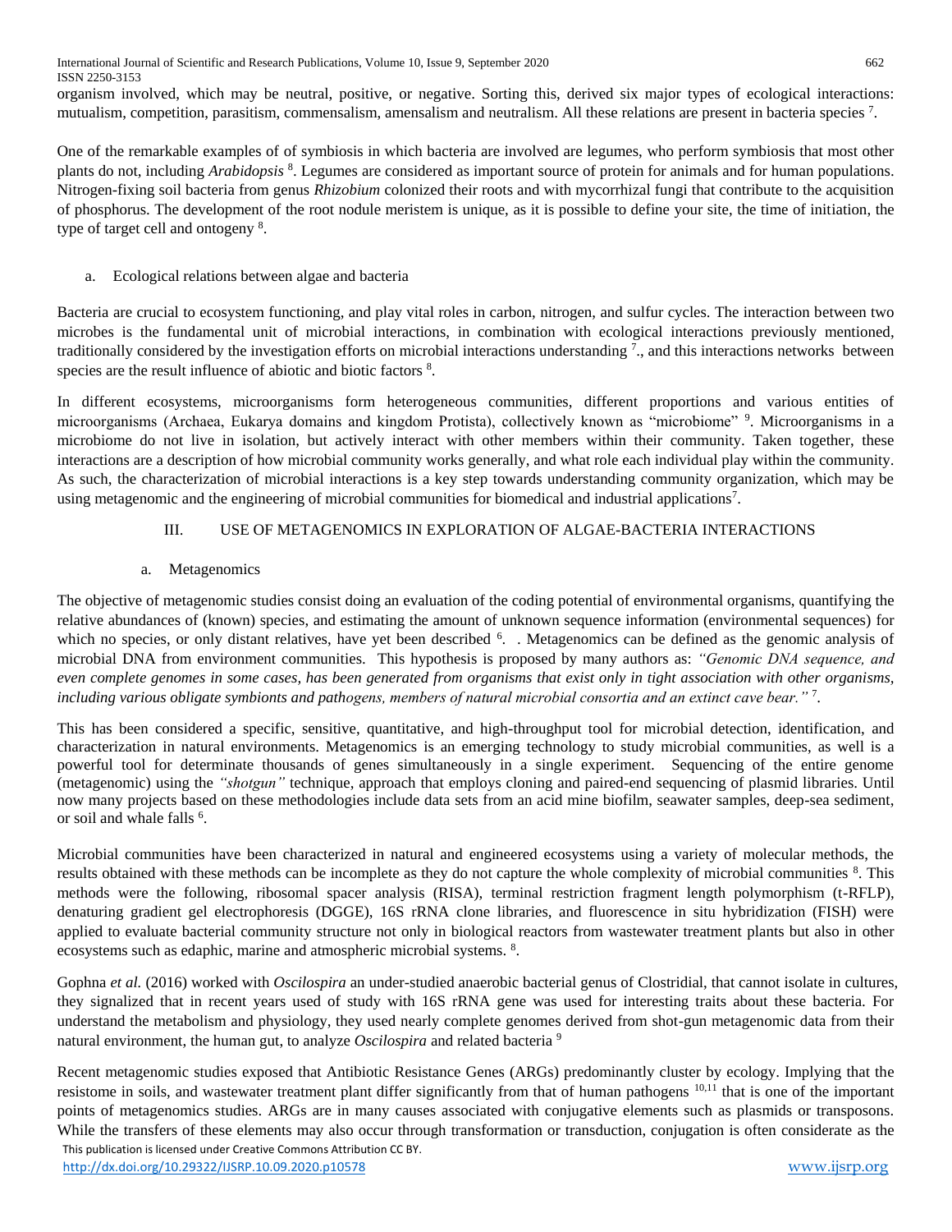organism involved, which may be neutral, positive, or negative. Sorting this, derived six major types of ecological interactions: mutualism, competition, parasitism, commensalism, amensalism and neutralism. All these relations are present in bacteria species [7].

One of the remarkable examples of of symbiosis in which bacteria are involved are legumes, who perform symbiosis that most other plants do not, including *Arabidopsis* [8]. Legumes are considered as important source of protein for animals and for human populations. Nitrogen-fixing soil bacteria from genus *Rhizobium* colonized their roots and with mycorrhizal fungi that contribute to the acquisition of phosphorus. The development of the root nodule meristem is unique, as it is possible to define your site, the time of initiation, the type of target cell and ontogeny [8].

### a. Ecological relations between algae and bacteria

Bacteria are crucial to ecosystem functioning, and play vital roles in carbon, nitrogen, and sulfur cycles. The interaction between two microbes is the fundamental unit of microbial interactions, in combination with ecological interactions previously mentioned, traditionally considered by the investigation efforts on microbial interactions understanding [7]., and this interactions networks between species are the result influence of abiotic and biotic factors [8].

In different ecosystems, microorganisms form heterogeneous communities, different proportions and various entities of microorganisms (Archaea, Eukarya domains and kingdom Protista), collectively known as "microbiome" [9]. Microorganisms in a microbiome do not live in isolation, but actively interact with other members within their community. Taken together, these interactions are a description of how microbial community works generally, and what role each individual play within the community. As such, the characterization of microbial interactions is a key step towards understanding community organization, which may be using metagenomic and the engineering of microbial communities for biomedical and industrial applications[7].

## III. USE OF METAGENOMICS IN EXPLORATION OF ALGAE-BACTERIA INTERACTIONS

### a. Metagenomics

The objective of metagenomic studies consist doing an evaluation of the coding potential of environmental organisms, quantifying the relative abundances of (known) species, and estimating the amount of unknown sequence information (environmental sequences) for which no species, or only distant relatives, have yet been described [6]. . Metagenomics can be defined as the genomic analysis of microbial DNA from environment communities. This hypothesis is proposed by many authors as: *"Genomic DNA sequence, and even complete genomes in some cases, has been generated from organisms that exist only in tight association with other organisms, including various obligate symbionts and pathogens, members of natural microbial consortia and an extinct cave bear."* [7].

This has been considered a specific, sensitive, quantitative, and high-throughput tool for microbial detection, identification, and characterization in natural environments. Metagenomics is an emerging technology to study microbial communities, as well is a powerful tool for determinate thousands of genes simultaneously in a single experiment. Sequencing of the entire genome (metagenomic) using the *"shotgun"* technique, approach that employs cloning and paired-end sequencing of plasmid libraries. Until now many projects based on these methodologies include data sets from an acid mine biofilm, seawater samples, deep-sea sediment, or soil and whale falls [6].

Microbial communities have been characterized in natural and engineered ecosystems using a variety of molecular methods, the results obtained with these methods can be incomplete as they do not capture the whole complexity of microbial communities [8]. This methods were the following, ribosomal spacer analysis (RISA), terminal restriction fragment length polymorphism (t-RFLP), denaturing gradient gel electrophoresis (DGGE), 16S rRNA clone libraries, and fluorescence in situ hybridization (FISH) were applied to evaluate bacterial community structure not only in biological reactors from wastewater treatment plants but also in other ecosystems such as edaphic, marine and atmospheric microbial systems. [8].

Gophna *et al.* (2016) worked with *Oscilospira* an under-studied anaerobic bacterial genus of Clostridial, that cannot isolate in cultures, they signalized that in recent years used of study with 16S rRNA gene was used for interesting traits about these bacteria. For understand the metabolism and physiology, they used nearly complete genomes derived from shot-gun metagenomic data from their natural environment, the human gut, to analyze *Oscilospira* and related bacteria [9]

Recent metagenomic studies exposed that Antibiotic Resistance Genes (ARGs) predominantly cluster by ecology. Implying that the resistome in soils, and wastewater treatment plant differ significantly from that of human pathogens [10,11] that is one of the important points of metagenomics studies. ARGs are in many causes associated with conjugative elements such as plasmids or transposons. While the transfers of these elements may also occur through transformation or transduction, conjugation is often considerate as the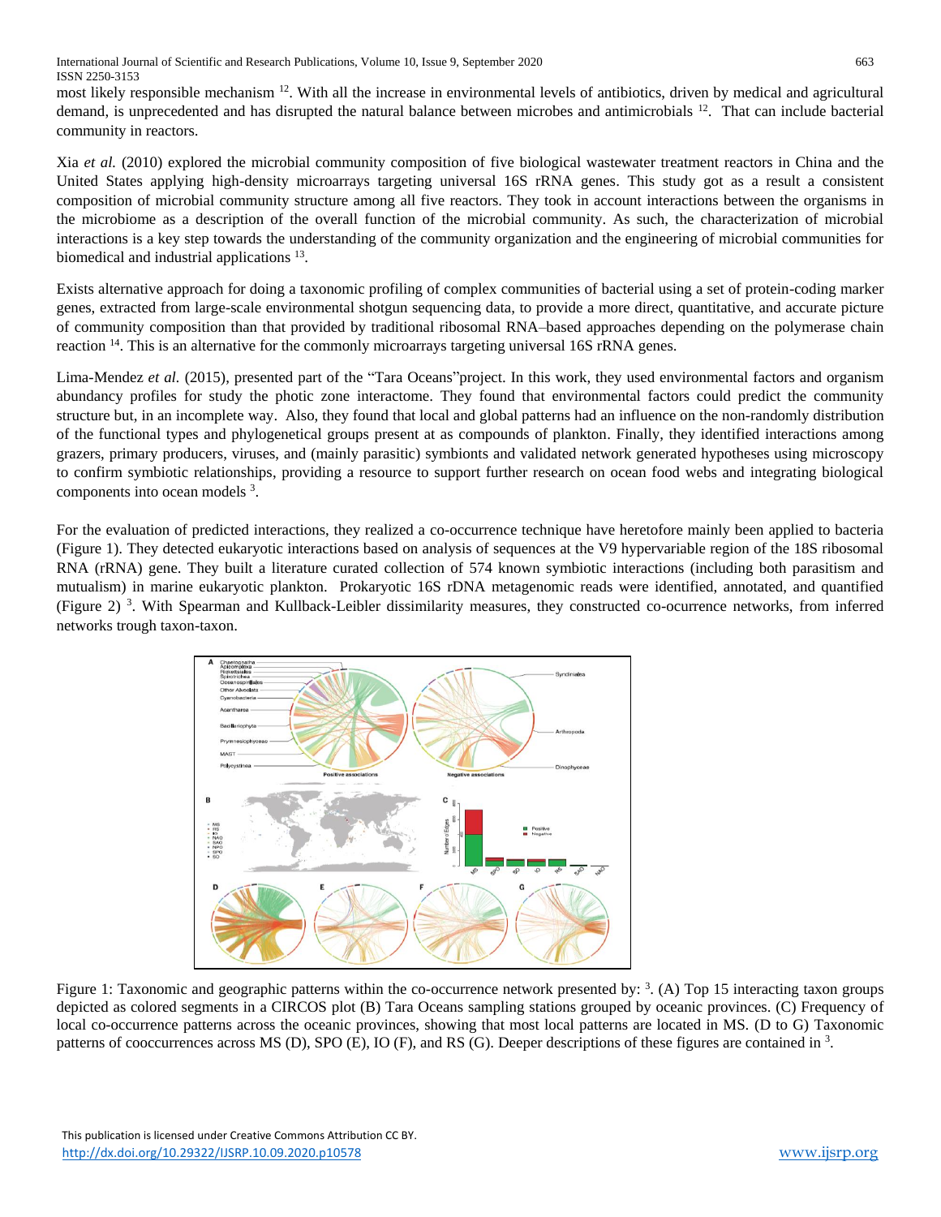most likely responsible mechanism [12]. With all the increase in environmental levels of antibiotics, driven by medical and agricultural demand, is unprecedented and has disrupted the natural balance between microbes and antimicrobials [12]. That can include bacterial community in reactors.

Xia *et al.* (2010) explored the microbial community composition of five biological wastewater treatment reactors in China and the United States applying high-density microarrays targeting universal 16S rRNA genes. This study got as a result a consistent composition of microbial community structure among all five reactors. They took in account interactions between the organisms in the microbiome as a description of the overall function of the microbial community. As such, the characterization of microbial interactions is a key step towards the understanding of the community organization and the engineering of microbial communities for biomedical and industrial applications [13].

Exists alternative approach for doing a taxonomic profiling of complex communities of bacterial using a set of protein-coding marker genes, extracted from large-scale environmental shotgun sequencing data, to provide a more direct, quantitative, and accurate picture of community composition than that provided by traditional ribosomal RNA–based approaches depending on the polymerase chain reaction [14]. This is an alternative for the commonly microarrays targeting universal 16S rRNA genes.

Lima-Mendez *et al.* (2015), presented part of the "Tara Oceans"project. In this work, they used environmental factors and organism abundancy profiles for study the photic zone interactome. They found that environmental factors could predict the community structure but, in an incomplete way. Also, they found that local and global patterns had an influence on the non-randomly distribution of the functional types and phylogenetical groups present at as compounds of plankton. Finally, they identified interactions among grazers, primary producers, viruses, and (mainly parasitic) symbionts and validated network generated hypotheses using microscopy to confirm symbiotic relationships, providing a resource to support further research on ocean food webs and integrating biological components into ocean models [3].

For the evaluation of predicted interactions, they realized a co-occurrence technique have heretofore mainly been applied to bacteria (Figure 1). They detected eukaryotic interactions based on analysis of sequences at the V9 hypervariable region of the 18S ribosomal RNA (rRNA) gene. They built a literature curated collection of 574 known symbiotic interactions (including both parasitism and mutualism) in marine eukaryotic plankton. Prokaryotic 16S rDNA metagenomic reads were identified, annotated, and quantified (Figure 2) [3]. With Spearman and Kullback-Leibler dissimilarity measures, they constructed co-ocurrence networks, from inferred networks trough taxon-taxon.

Figure 1: Taxonomic and geographic patterns within the co-occurrence network presented by: [3]. (A) Top 15 interacting taxon groups depicted as colored segments in a CIRCOS plot (B) Tara Oceans sampling stations grouped by oceanic provinces. (C) Frequency of local co-occurrence patterns across the oceanic provinces, showing that most local patterns are located in MS. (D to G) Taxonomic patterns of cooccurrences across MS (D), SPO (E), IO (F), and RS (G). Deeper descriptions of these figures are contained in [3].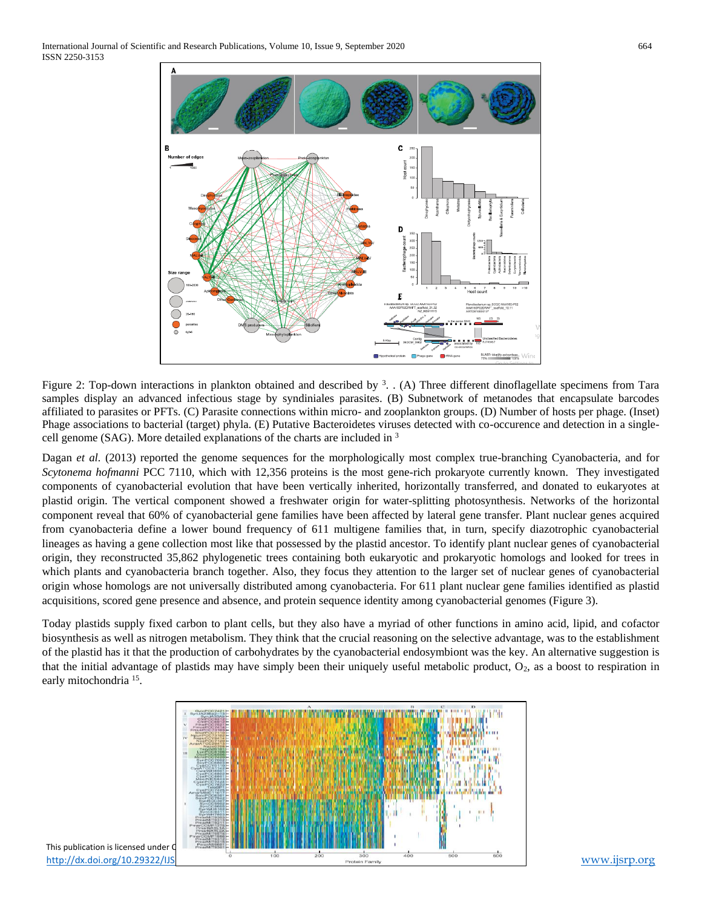Figure 2: Top-down interactions in plankton obtained and described by [3]. . (A) Three different dinoflagellate specimens from Tara samples display an advanced infectious stage by syndiniales parasites. (B) Subnetwork of metanodes that encapsulate barcodes affiliated to parasites or PFTs. (C) Parasite connections within micro- and zooplankton groups. (D) Number of hosts per phage. (Inset) Phage associations to bacterial (target) phyla. (E) Putative Bacteroidetes viruses detected with co-occurence and detection in a single-cell genome (SAG). More detailed explanations of the charts are included in [3]

Dagan *et al*. (2013) reported the genome sequences for the morphologically most complex true-branching Cyanobacteria, and for *Scytonema hofmanni* PCC 7110, which with 12,356 proteins is the most gene-rich prokaryote currently known. They investigated components of cyanobacterial evolution that have been vertically inherited, horizontally transferred, and donated to eukaryotes at plastid origin. The vertical component showed a freshwater origin for water-splitting photosynthesis. Networks of the horizontal component reveal that 60% of cyanobacterial gene families have been affected by lateral gene transfer. Plant nuclear genes acquired from cyanobacteria define a lower bound frequency of 611 multigene families that, in turn, specify diazotrophic cyanobacterial lineages as having a gene collection most like that possessed by the plastid ancestor. To identify plant nuclear genes of cyanobacterial origin, they reconstructed 35,862 phylogenetic trees containing both eukaryotic and prokaryotic homologs and looked for trees in which plants and cyanobacteria branch together. Also, they focus they attention to the larger set of nuclear genes of cyanobacterial origin whose homologs are not universally distributed among cyanobacteria. For 611 plant nuclear gene families identified as plastid acquisitions, scored gene presence and absence, and protein sequence identity among cyanobacterial genomes (Figure 3).

Today plastids supply fixed carbon to plant cells, but they also have a myriad of other functions in amino acid, lipid, and cofactor biosynthesis as well as nitrogen metabolism. They think that the crucial reasoning on the selective advantage, was to the establishment of the plastid has it that the production of carbohydrates by the cyanobacterial endosymbiont was the key. An alternative suggestion is that the initial advantage of plastids may have simply been their uniquely useful metabolic product, $O_2$, as a boost to respiration in early mitochondria [15].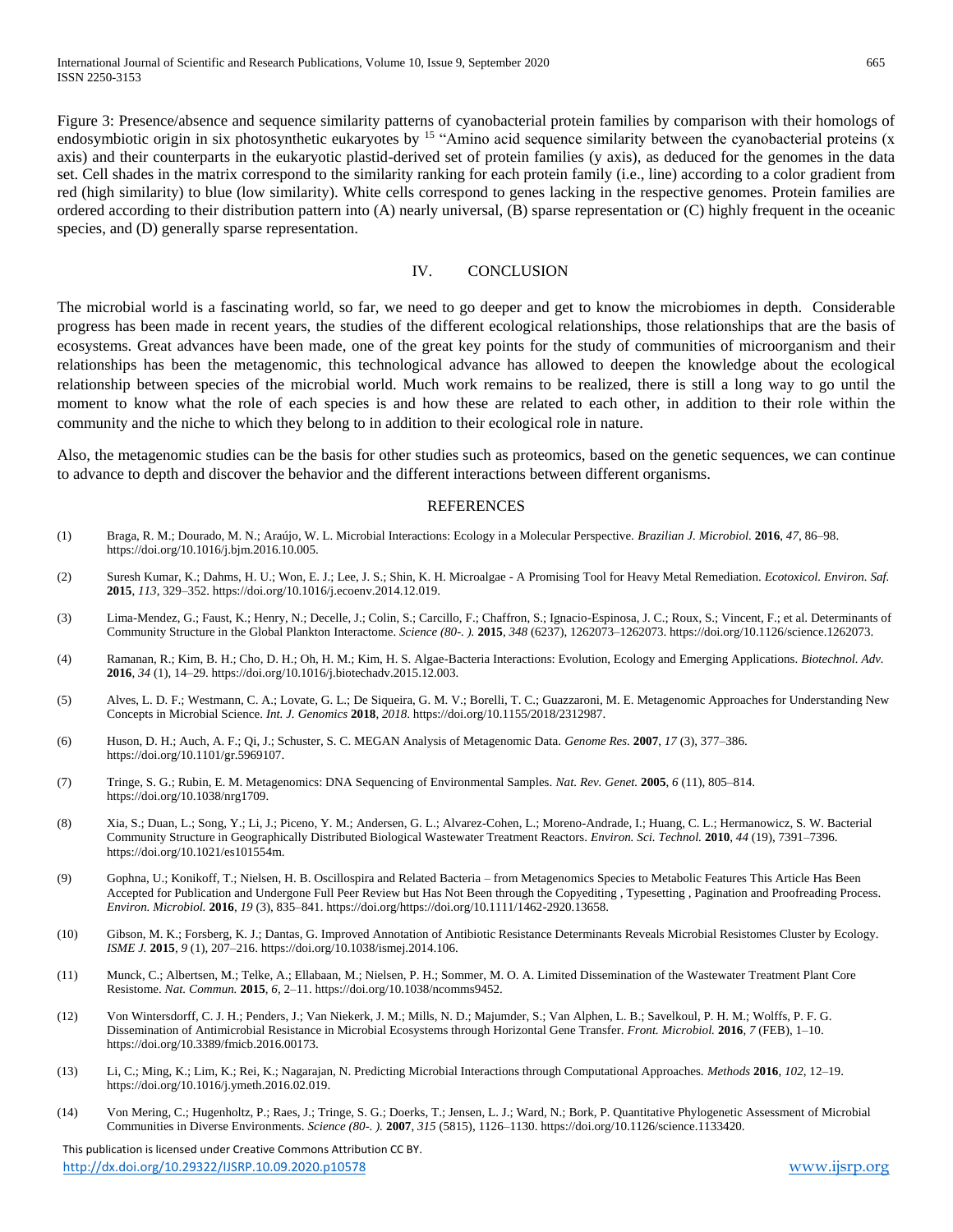Figure 3: Presence/absence and sequence similarity patterns of cyanobacterial protein families by comparison with their homologs of endosymbiotic origin in six photosynthetic eukaryotes by [15] "Amino acid sequence similarity between the cyanobacterial proteins (x axis) and their counterparts in the eukaryotic plastid-derived set of protein families (y axis), as deduced for the genomes in the data set. Cell shades in the matrix correspond to the similarity ranking for each protein family (i.e., line) according to a color gradient from red (high similarity) to blue (low similarity). White cells correspond to genes lacking in the respective genomes. Protein families are ordered according to their distribution pattern into (A) nearly universal, (B) sparse representation or (C) highly frequent in the oceanic species, and (D) generally sparse representation.

## IV. CONCLUSION

The microbial world is a fascinating world, so far, we need to go deeper and get to know the microbiomes in depth. Considerable progress has been made in recent years, the studies of the different ecological relationships, those relationships that are the basis of ecosystems. Great advances have been made, one of the great key points for the study of communities of microorganism and their relationships has been the metagenomic, this technological advance has allowed to deepen the knowledge about the ecological relationship between species of the microbial world. Much work remains to be realized, there is still a long way to go until the moment to know what the role of each species is and how these are related to each other, in addition to their role within the community and the niche to which they belong to in addition to their ecological role in nature.

Also, the metagenomic studies can be the basis for other studies such as proteomics, based on the genetic sequences, we can continue to advance to depth and discover the behavior and the different interactions between different organisms.

## REFERENCES

(1) Braga, R. M.; Dourado, M. N.; Araújo, W. L. Microbial Interactions: Ecology in a Molecular Perspective. *Brazilian J. Microbiol.* **2016**, *47*, 86–98. https://doi.org/10.1016/j.bjm.2016.10.005.

(2) Suresh Kumar, K.; Dahms, H. U.; Won, E. J.; Lee, J. S.; Shin, K. H. Microalgae - A Promising Tool for Heavy Metal Remediation. *Ecotoxicol. Environ. Saf.* **2015**, *113*, 329–352. https://doi.org/10.1016/j.ecoenv.2014.12.019.

(3) Lima-Mendez, G.; Faust, K.; Henry, N.; Decelle, J.; Colin, S.; Carcillo, F.; Chaffron, S.; Ignacio-Espinosa, J. C.; Roux, S.; Vincent, F.; et al. Determinants of Community Structure in the Global Plankton Interactome. *Science (80-. ).* **2015**, *348* (6237), 1262073–1262073. https://doi.org/10.1126/science.1262073.

(4) Ramanan, R.; Kim, B. H.; Cho, D. H.; Oh, H. M.; Kim, H. S. Algae-Bacteria Interactions: Evolution, Ecology and Emerging Applications. *Biotechnol. Adv.* **2016**, *34* (1), 14–29. https://doi.org/10.1016/j.biotechadv.2015.12.003.

(5) Alves, L. D. F.; Westmann, C. A.; Lovate, G. L.; De Siqueira, G. M. V.; Borelli, T. C.; Guazzaroni, M. E. Metagenomic Approaches for Understanding New Concepts in Microbial Science. *Int. J. Genomics* **2018**, *2018*. https://doi.org/10.1155/2018/2312987.

(6) Huson, D. H.; Auch, A. F.; Qi, J.; Schuster, S. C. MEGAN Analysis of Metagenomic Data. *Genome Res.* **2007**, *17* (3), 377–386. https://doi.org/10.1101/gr.5969107.

(7) Tringe, S. G.; Rubin, E. M. Metagenomics: DNA Sequencing of Environmental Samples. *Nat. Rev. Genet.* **2005**, *6* (11), 805–814. https://doi.org/10.1038/nrg1709.

(8) Xia, S.; Duan, L.; Song, Y.; Li, J.; Piceno, Y. M.; Andersen, G. L.; Alvarez-Cohen, L.; Moreno-Andrade, I.; Huang, C. L.; Hermanowicz, S. W. Bacterial Community Structure in Geographically Distributed Biological Wastewater Treatment Reactors. *Environ. Sci. Technol.* **2010**, *44* (19), 7391–7396. https://doi.org/10.1021/es101554m.

(9) Gophna, U.; Konikoff, T.; Nielsen, H. B. Oscillospira and Related Bacteria – from Metagenomics Species to Metabolic Features This Article Has Been Accepted for Publication and Undergone Full Peer Review but Has Not Been through the Copyediting , Typesetting , Pagination and Proofreading Process. *Environ. Microbiol.* **2016**, *19* (3), 835–841. https://doi.org/https://doi.org/10.1111/1462-2920.13658.

(10) Gibson, M. K.; Forsberg, K. J.; Dantas, G. Improved Annotation of Antibiotic Resistance Determinants Reveals Microbial Resistomes Cluster by Ecology. *ISME J.* **2015**, *9* (1), 207–216. https://doi.org/10.1038/ismej.2014.106.

(11) Munck, C.; Albertsen, M.; Telke, A.; Ellabaan, M.; Nielsen, P. H.; Sommer, M. O. A. Limited Dissemination of the Wastewater Treatment Plant Core Resistome. *Nat. Commun.* **2015**, *6*, 2–11. https://doi.org/10.1038/ncomms9452.

(12) Von Wintersdorff, C. J. H.; Penders, J.; Van Niekerk, J. M.; Mills, N. D.; Majumder, S.; Van Alphen, L. B.; Savelkoul, P. H. M.; Wolffs, P. F. G. Dissemination of Antimicrobial Resistance in Microbial Ecosystems through Horizontal Gene Transfer. *Front. Microbiol.* **2016**, *7* (FEB), 1–10. https://doi.org/10.3389/fmicb.2016.00173.

(13) Li, C.; Ming, K.; Lim, K.; Rei, K.; Nagarajan, N. Predicting Microbial Interactions through Computational Approaches. *Methods* **2016**, *102*, 12–19. https://doi.org/10.1016/j.ymeth.2016.02.019.

(14) Von Mering, C.; Hugenholtz, P.; Raes, J.; Tringe, S. G.; Doerks, T.; Jensen, L. J.; Ward, N.; Bork, P. Quantitative Phylogenetic Assessment of Microbial Communities in Diverse Environments. *Science (80-. ).* **2007**, *315* (5815), 1126–1130. https://doi.org/10.1126/science.1133420.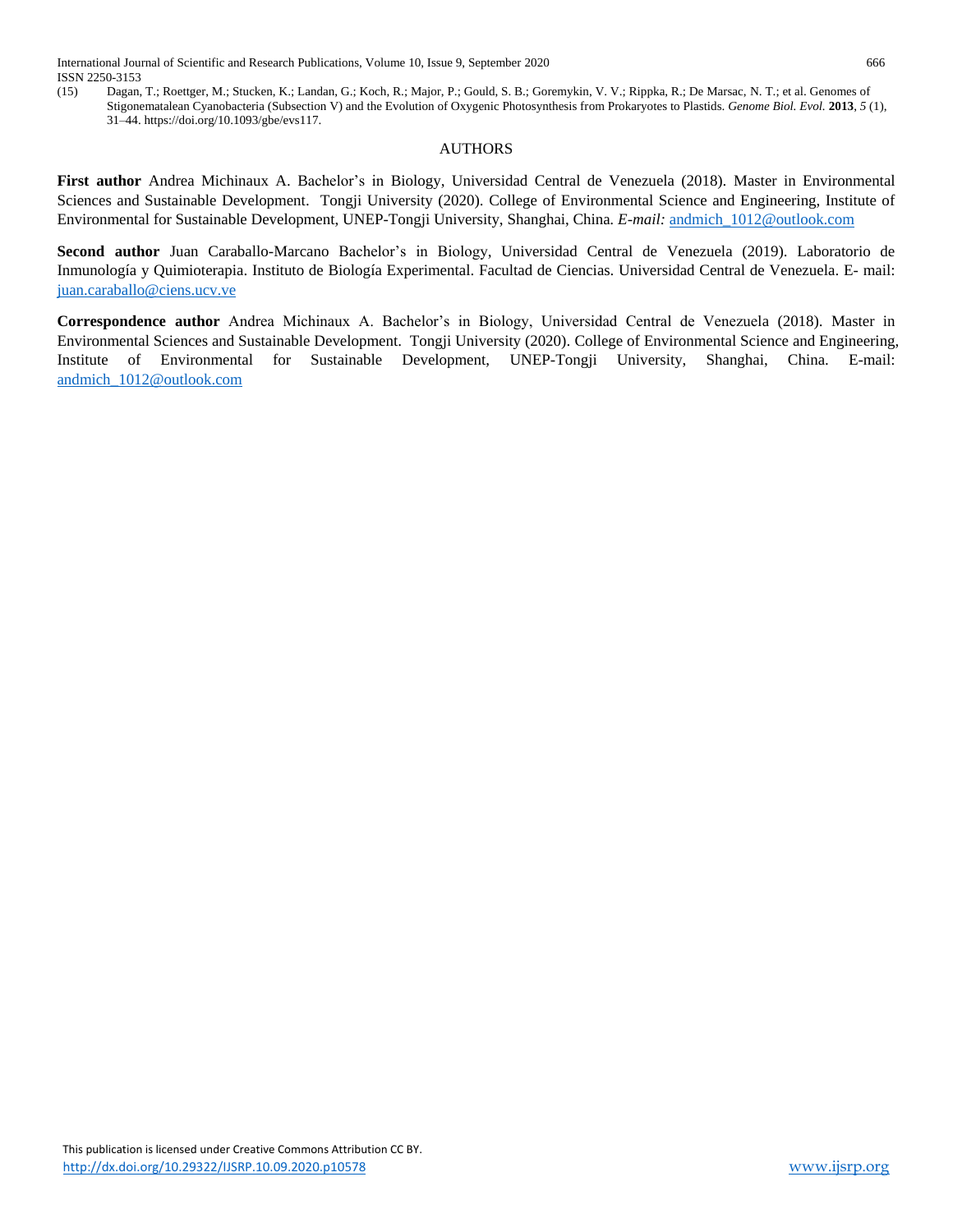(15) Dagan, T.; Roettger, M.; Stucken, K.; Landan, G.; Koch, R.; Major, P.; Gould, S. B.; Goremykin, V. V.; Rippka, R.; De Marsac, N. T.; et al. Genomes of Stigonematalean Cyanobacteria (Subsection V) and the Evolution of Oxygenic Photosynthesis from Prokaryotes to Plastids. *Genome Biol. Evol.* **2013**, *5* (1), 31–44. https://doi.org/10.1093/gbe/evs117.

## AUTHORS

**First author** Andrea Michinaux A. Bachelor's in Biology, Universidad Central de Venezuela (2018). Master in Environmental Sciences and Sustainable Development. Tongji University (2020). College of Environmental Science and Engineering, Institute of Environmental for Sustainable Development, UNEP-Tongji University, Shanghai, China. *E-mail:* andmich_1012@outlook.com

**Second author** Juan Caraballo-Marcano Bachelor's in Biology, Universidad Central de Venezuela (2019). Laboratorio de Inmunología y Quimioterapia. Instituto de Biología Experimental. Facultad de Ciencias. Universidad Central de Venezuela. E- mail: juan.caraballo@ciens.ucv.ve

**Correspondence author** Andrea Michinaux A. Bachelor's in Biology, Universidad Central de Venezuela (2018). Master in Environmental Sciences and Sustainable Development. Tongji University (2020). College of Environmental Science and Engineering, Institute of Environmental for Sustainable Development, UNEP-Tongji University, Shanghai, China. E-mail: andmich_1012@outlook.com